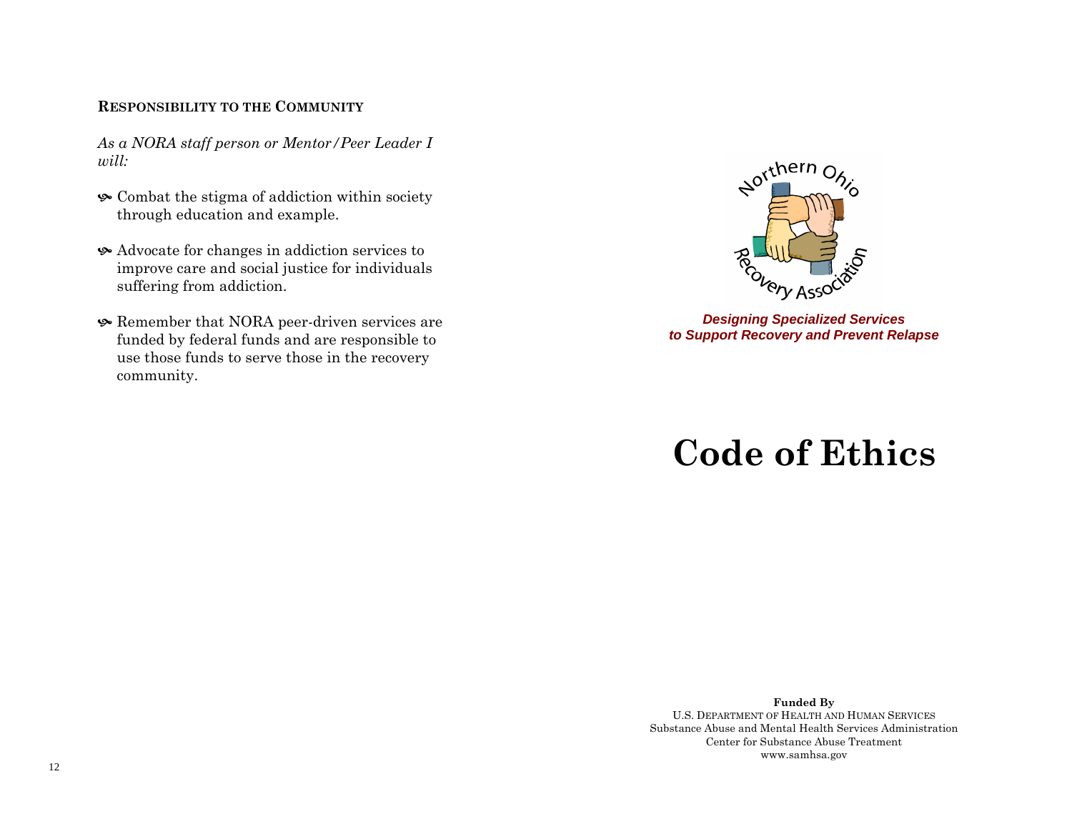## Responsibility to the Community

*As a NORA staff person or Mentor/Peer Leader I will:*

- Combat the stigma of addiction within society through education and example.
- Advocate for changes in addiction services to improve care and social justice for individuals suffering from addiction.
- Remember that NORA peer-driven services are funded by federal funds and are responsible to use those funds to serve those in the recovery community.

Northern Ohio Recovery Association

***Designing Specialized Services to Support Recovery and Prevent Relapse***

# Code of Ethics

**Funded By**
U.S. Department of Health and Human Services
Substance Abuse and Mental Health Services Administration
Center for Substance Abuse Treatment
www.samhsa.gov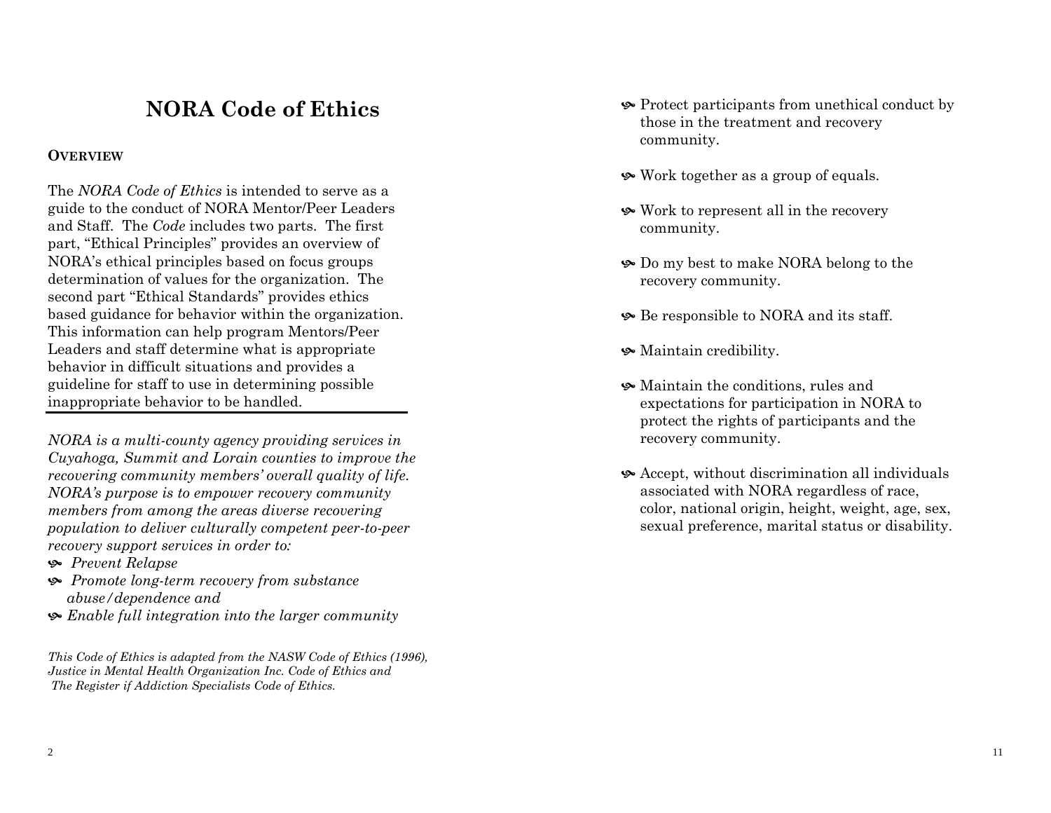# NORA Code of Ethics

**OVERVIEW**

The *NORA Code of Ethics* is intended to serve as a guide to the conduct of NORA Mentor/Peer Leaders and Staff. The *Code* includes two parts. The first part, "Ethical Principles" provides an overview of NORA's ethical principles based on focus groups determination of values for the organization. The second part "Ethical Standards" provides ethics based guidance for behavior within the organization. This information can help program Mentors/Peer Leaders and staff determine what is appropriate behavior in difficult situations and provides a guideline for staff to use in determining possible inappropriate behavior to be handled.

---

*NORA is a multi-county agency providing services in Cuyahoga, Summit and Lorain counties to improve the recovering community members' overall quality of life. NORA's purpose is to empower recovery community members from among the areas diverse recovering population to deliver culturally competent peer-to-peer recovery support services in order to:*

- *Prevent Relapse*
- *Promote long-term recovery from substance abuse/dependence and*
- *Enable full integration into the larger community*

*This Code of Ethics is adapted from the NASW Code of Ethics (1996), Justice in Mental Health Organization Inc. Code of Ethics and The Register if Addiction Specialists Code of Ethics.*

- Protect participants from unethical conduct by those in the treatment and recovery community.
- Work together as a group of equals.
- Work to represent all in the recovery community.
- Do my best to make NORA belong to the recovery community.
- Be responsible to NORA and its staff.
- Maintain credibility.
- Maintain the conditions, rules and expectations for participation in NORA to protect the rights of participants and the recovery community.
- Accept, without discrimination all individuals associated with NORA regardless of race, color, national origin, height, weight, age, sex, sexual preference, marital status or disability.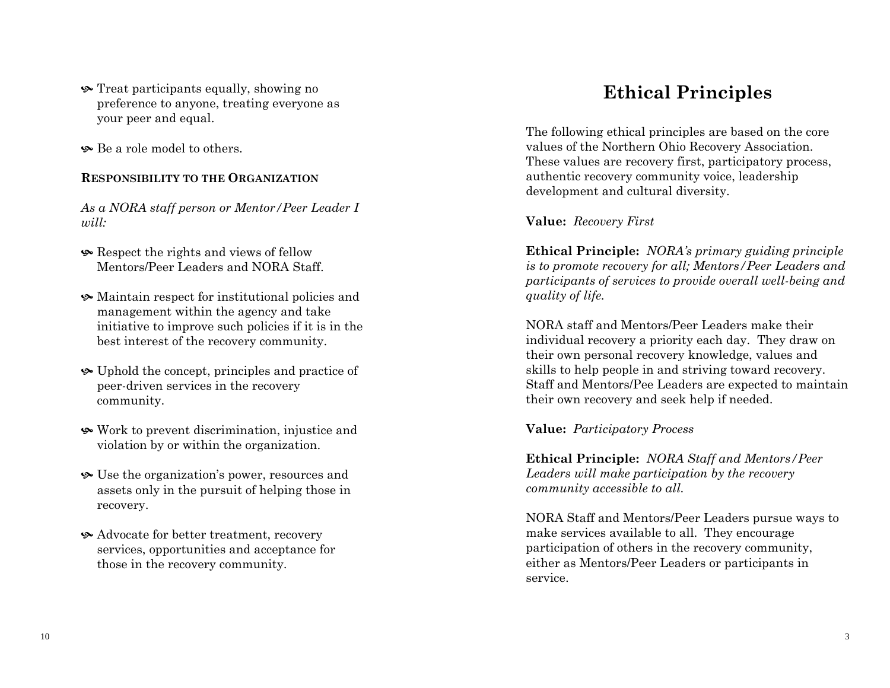- Treat participants equally, showing no preference to anyone, treating everyone as your peer and equal.

- Be a role model to others.

**RESPONSIBILITY TO THE ORGANIZATION**

*As a NORA staff person or Mentor/Peer Leader I will:*

- Respect the rights and views of fellow Mentors/Peer Leaders and NORA Staff.

- Maintain respect for institutional policies and management within the agency and take initiative to improve such policies if it is in the best interest of the recovery community.

- Uphold the concept, principles and practice of peer-driven services in the recovery community.

- Work to prevent discrimination, injustice and violation by or within the organization.

- Use the organization's power, resources and assets only in the pursuit of helping those in recovery.

- Advocate for better treatment, recovery services, opportunities and acceptance for those in the recovery community.

# Ethical Principles

The following ethical principles are based on the core values of the Northern Ohio Recovery Association. These values are recovery first, participatory process, authentic recovery community voice, leadership development and cultural diversity.

**Value:** *Recovery First*

**Ethical Principle:** *NORA's primary guiding principle is to promote recovery for all; Mentors/Peer Leaders and participants of services to provide overall well-being and quality of life.*

NORA staff and Mentors/Peer Leaders make their individual recovery a priority each day. They draw on their own personal recovery knowledge, values and skills to help people in and striving toward recovery. Staff and Mentors/Pee Leaders are expected to maintain their own recovery and seek help if needed.

**Value:** *Participatory Process*

**Ethical Principle:** *NORA Staff and Mentors/Peer Leaders will make participation by the recovery community accessible to all.*

NORA Staff and Mentors/Peer Leaders pursue ways to make services available to all. They encourage participation of others in the recovery community, either as Mentors/Peer Leaders or participants in service.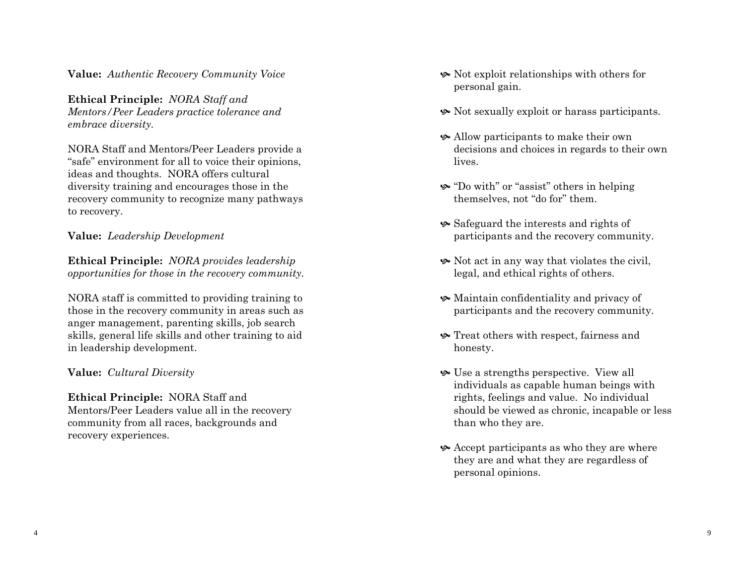**Value:** *Authentic Recovery Community Voice*

**Ethical Principle:** *NORA Staff and Mentors/Peer Leaders practice tolerance and embrace diversity.*

NORA Staff and Mentors/Peer Leaders provide a "safe" environment for all to voice their opinions, ideas and thoughts. NORA offers cultural diversity training and encourages those in the recovery community to recognize many pathways to recovery.

**Value:** *Leadership Development*

**Ethical Principle:** *NORA provides leadership opportunities for those in the recovery community.*

NORA staff is committed to providing training to those in the recovery community in areas such as anger management, parenting skills, job search skills, general life skills and other training to aid in leadership development.

**Value:** *Cultural Diversity*

**Ethical Principle:** NORA Staff and Mentors/Peer Leaders value all in the recovery community from all races, backgrounds and recovery experiences.

- Not exploit relationships with others for personal gain.
- Not sexually exploit or harass participants.
- Allow participants to make their own decisions and choices in regards to their own lives.
- "Do with" or "assist" others in helping themselves, not "do for" them.
- Safeguard the interests and rights of participants and the recovery community.
- Not act in any way that violates the civil, legal, and ethical rights of others.
- Maintain confidentiality and privacy of participants and the recovery community.
- Treat others with respect, fairness and honesty.
- Use a strengths perspective. View all individuals as capable human beings with rights, feelings and value. No individual should be viewed as chronic, incapable or less than who they are.
- Accept participants as who they are where they are and what they are regardless of personal opinions.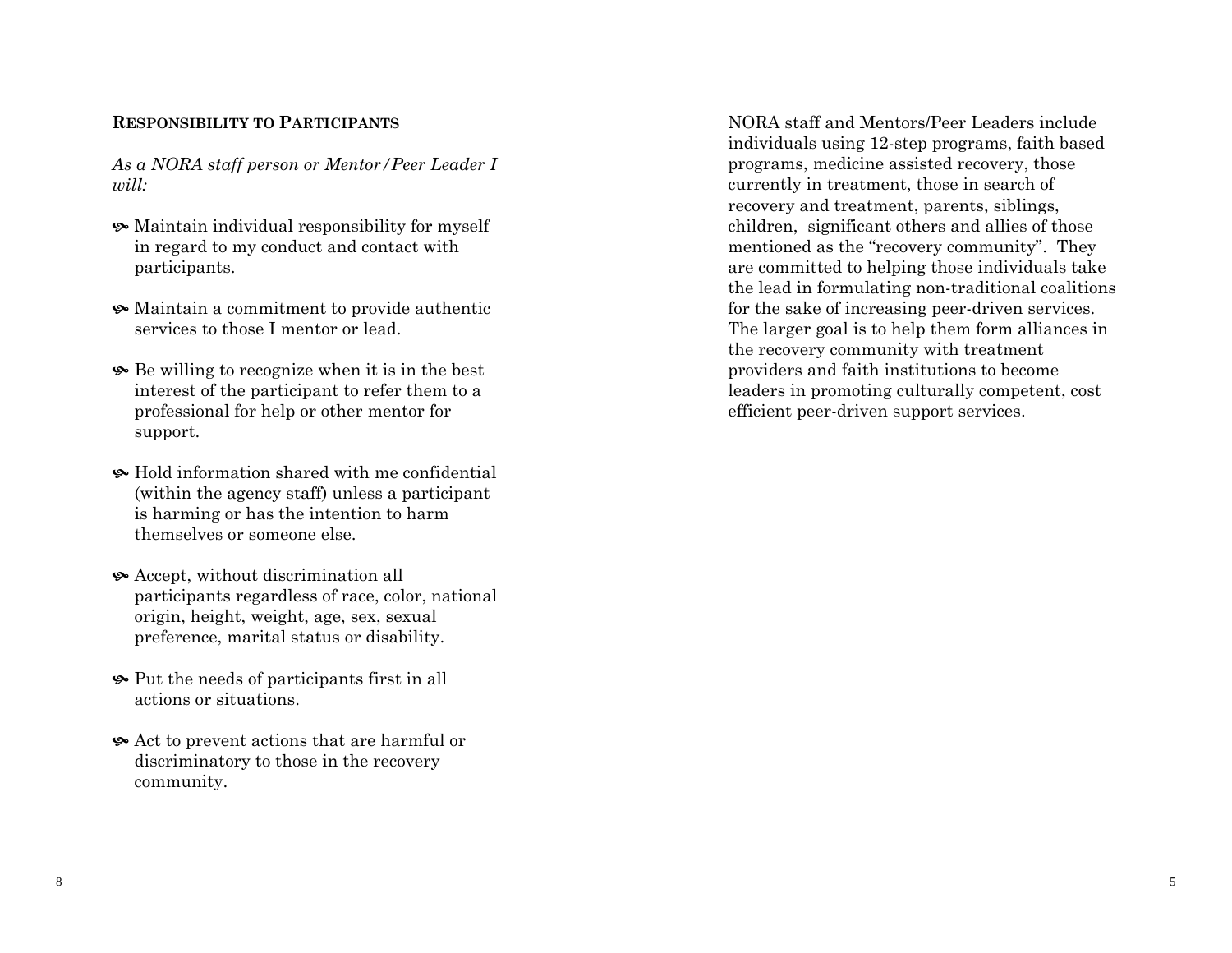## Responsibility to Participants

*As a NORA staff person or Mentor/Peer Leader I will:*

- Maintain individual responsibility for myself in regard to my conduct and contact with participants.
- Maintain a commitment to provide authentic services to those I mentor or lead.
- Be willing to recognize when it is in the best interest of the participant to refer them to a professional for help or other mentor for support.
- Hold information shared with me confidential (within the agency staff) unless a participant is harming or has the intention to harm themselves or someone else.
- Accept, without discrimination all participants regardless of race, color, national origin, height, weight, age, sex, sexual preference, marital status or disability.
- Put the needs of participants first in all actions or situations.
- Act to prevent actions that are harmful or discriminatory to those in the recovery community.

NORA staff and Mentors/Peer Leaders include individuals using 12-step programs, faith based programs, medicine assisted recovery, those currently in treatment, those in search of recovery and treatment, parents, siblings, children, significant others and allies of those mentioned as the "recovery community". They are committed to helping those individuals take the lead in formulating non-traditional coalitions for the sake of increasing peer-driven services. The larger goal is to help them form alliances in the recovery community with treatment providers and faith institutions to become leaders in promoting culturally competent, cost efficient peer-driven support services.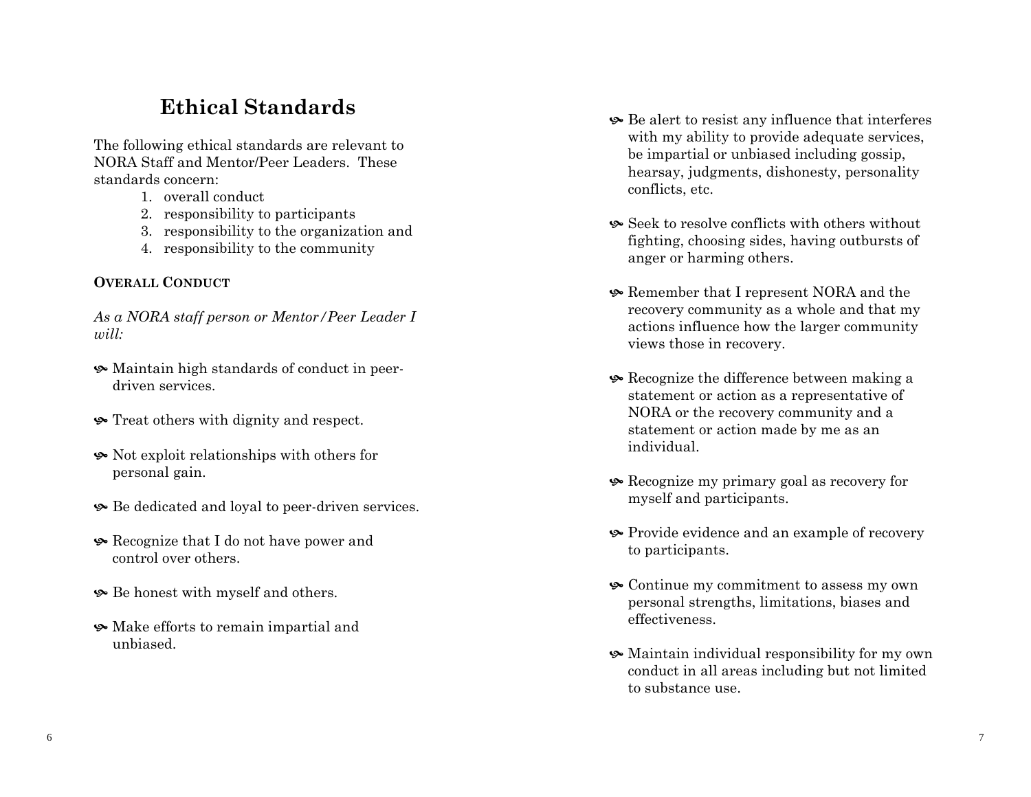# Ethical Standards

The following ethical standards are relevant to NORA Staff and Mentor/Peer Leaders. These standards concern:

1. overall conduct
2. responsibility to participants
3. responsibility to the organization and
4. responsibility to the community

**OVERALL CONDUCT**

*As a NORA staff person or Mentor/Peer Leader I will:*

- Maintain high standards of conduct in peer-driven services.
- Treat others with dignity and respect.
- Not exploit relationships with others for personal gain.
- Be dedicated and loyal to peer-driven services.
- Recognize that I do not have power and control over others.
- Be honest with myself and others.
- Make efforts to remain impartial and unbiased.
- Be alert to resist any influence that interferes with my ability to provide adequate services, be impartial or unbiased including gossip, hearsay, judgments, dishonesty, personality conflicts, etc.
- Seek to resolve conflicts with others without fighting, choosing sides, having outbursts of anger or harming others.
- Remember that I represent NORA and the recovery community as a whole and that my actions influence how the larger community views those in recovery.
- Recognize the difference between making a statement or action as a representative of NORA or the recovery community and a statement or action made by me as an individual.
- Recognize my primary goal as recovery for myself and participants.
- Provide evidence and an example of recovery to participants.
- Continue my commitment to assess my own personal strengths, limitations, biases and effectiveness.
- Maintain individual responsibility for my own conduct in all areas including but not limited to substance use.